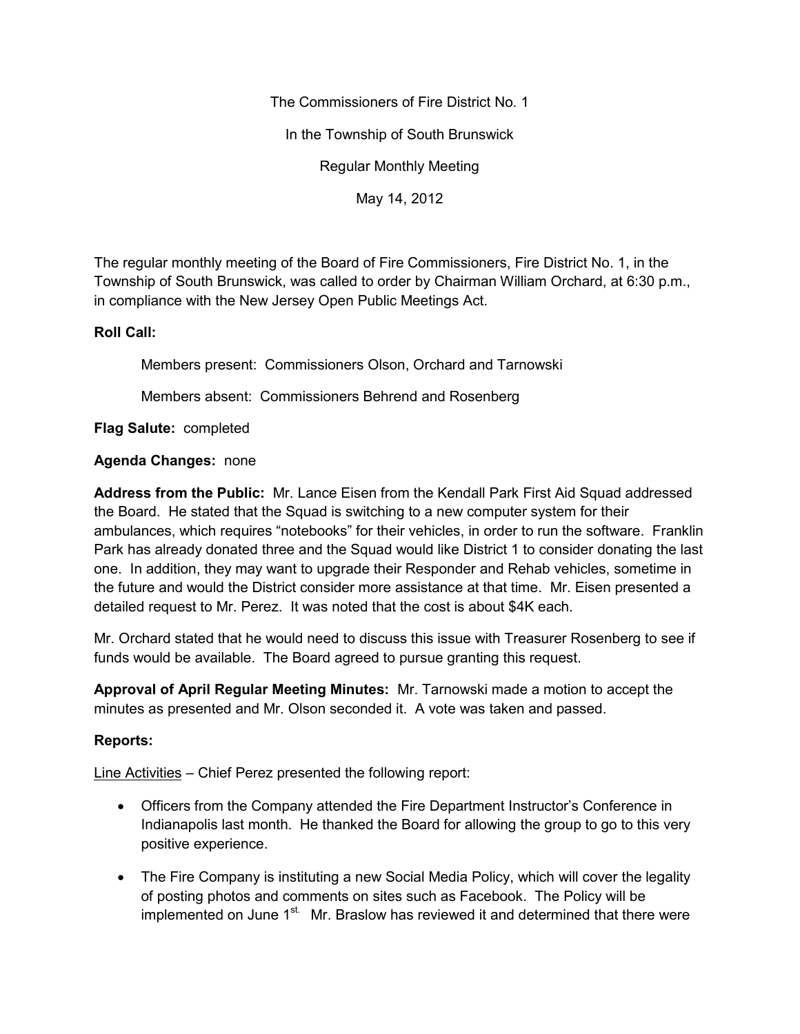The Commissioners of Fire District No. 1

In the Township of South Brunswick

Regular Monthly Meeting

May 14, 2012

The regular monthly meeting of the Board of Fire Commissioners, Fire District No. 1, in the Township of South Brunswick, was called to order by Chairman William Orchard, at 6:30 p.m., in compliance with the New Jersey Open Public Meetings Act.

**Roll Call:**

Members present: Commissioners Olson, Orchard and Tarnowski

Members absent: Commissioners Behrend and Rosenberg

**Flag Salute:** completed

**Agenda Changes:** none

**Address from the Public:** Mr. Lance Eisen from the Kendall Park First Aid Squad addressed the Board. He stated that the Squad is switching to a new computer system for their ambulances, which requires "notebooks" for their vehicles, in order to run the software. Franklin Park has already donated three and the Squad would like District 1 to consider donating the last one. In addition, they may want to upgrade their Responder and Rehab vehicles, sometime in the future and would the District consider more assistance at that time. Mr. Eisen presented a detailed request to Mr. Perez. It was noted that the cost is about $4K each.

Mr. Orchard stated that he would need to discuss this issue with Treasurer Rosenberg to see if funds would be available. The Board agreed to pursue granting this request.

**Approval of April Regular Meeting Minutes:** Mr. Tarnowski made a motion to accept the minutes as presented and Mr. Olson seconded it. A vote was taken and passed.

**Reports:**

Line Activities – Chief Perez presented the following report:

- Officers from the Company attended the Fire Department Instructor's Conference in Indianapolis last month. He thanked the Board for allowing the group to go to this very positive experience.
- The Fire Company is instituting a new Social Media Policy, which will cover the legality of posting photos and comments on sites such as Facebook. The Policy will be implemented on June 1st. Mr. Braslow has reviewed it and determined that there were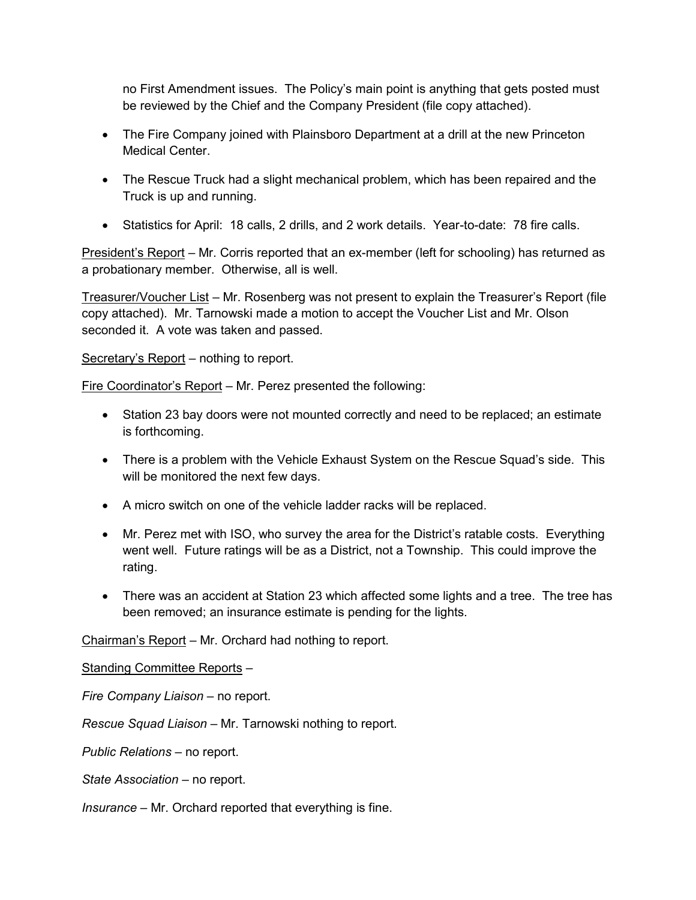no First Amendment issues. The Policy's main point is anything that gets posted must be reviewed by the Chief and the Company President (file copy attached).

- The Fire Company joined with Plainsboro Department at a drill at the new Princeton Medical Center.
- The Rescue Truck had a slight mechanical problem, which has been repaired and the Truck is up and running.
- Statistics for April: 18 calls, 2 drills, and 2 work details. Year-to-date: 78 fire calls.

<u>President's Report</u> – Mr. Corris reported that an ex-member (left for schooling) has returned as a probationary member. Otherwise, all is well.

<u>Treasurer/Voucher List</u> – Mr. Rosenberg was not present to explain the Treasurer's Report (file copy attached). Mr. Tarnowski made a motion to accept the Voucher List and Mr. Olson seconded it. A vote was taken and passed.

<u>Secretary's Report</u> – nothing to report.

<u>Fire Coordinator's Report</u> – Mr. Perez presented the following:

- Station 23 bay doors were not mounted correctly and need to be replaced; an estimate is forthcoming.
- There is a problem with the Vehicle Exhaust System on the Rescue Squad's side. This will be monitored the next few days.
- A micro switch on one of the vehicle ladder racks will be replaced.
- Mr. Perez met with ISO, who survey the area for the District's ratable costs. Everything went well. Future ratings will be as a District, not a Township. This could improve the rating.
- There was an accident at Station 23 which affected some lights and a tree. The tree has been removed; an insurance estimate is pending for the lights.

<u>Chairman's Report</u> – Mr. Orchard had nothing to report.

<u>Standing Committee Reports</u> –

*Fire Company Liaison* – no report.

*Rescue Squad Liaison* – Mr. Tarnowski nothing to report.

*Public Relations* – no report.

*State Association* – no report.

*Insurance* – Mr. Orchard reported that everything is fine.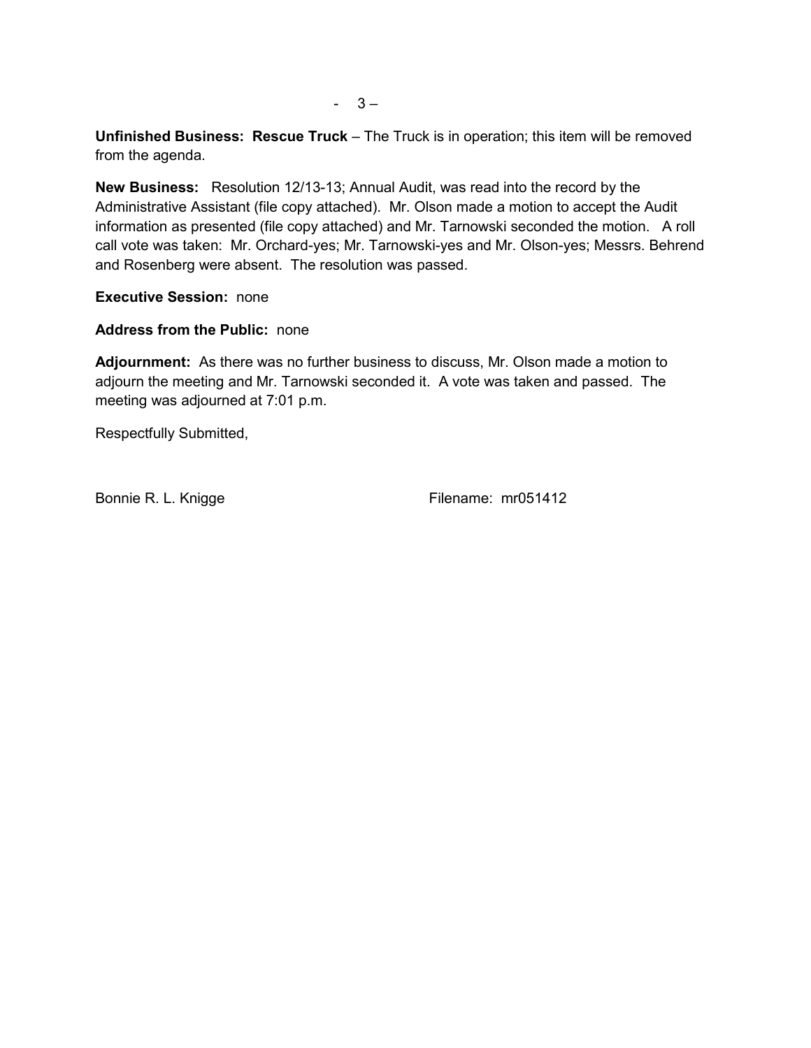**Unfinished Business: Rescue Truck** – The Truck is in operation; this item will be removed from the agenda.

**New Business:** Resolution 12/13-13; Annual Audit, was read into the record by the Administrative Assistant (file copy attached). Mr. Olson made a motion to accept the Audit information as presented (file copy attached) and Mr. Tarnowski seconded the motion. A roll call vote was taken: Mr. Orchard-yes; Mr. Tarnowski-yes and Mr. Olson-yes; Messrs. Behrend and Rosenberg were absent. The resolution was passed.

**Executive Session:** none

**Address from the Public:** none

**Adjournment:** As there was no further business to discuss, Mr. Olson made a motion to adjourn the meeting and Mr. Tarnowski seconded it. A vote was taken and passed. The meeting was adjourned at 7:01 p.m.

Respectfully Submitted,

Bonnie R. L. Knigge

Filename: mr051412